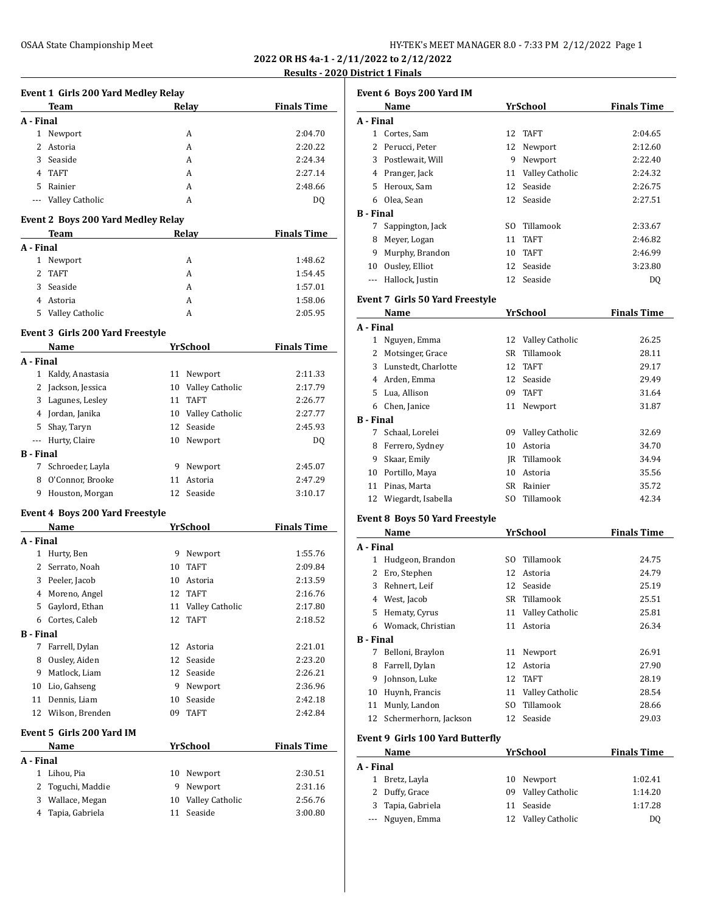**2022 OR HS 4a-1 - 2/11/2022 to 2/12/2022**

**Results - 2020 District 1 Finals**

### Event 1 Girls 200 Yard Medley Relay

| | Team | Relay | Finals Time |
|---|---|---|---|
| **A - Final** | | | |
| 1 | Newport | A | 2:04.70 |
| 2 | Astoria | A | 2:20.22 |
| 3 | Seaside | A | 2:24.34 |
| 4 | TAFT | A | 2:27.14 |
| 5 | Rainier | A | 2:48.66 |
| --- | Valley Catholic | A | DQ |

### Event 2 Boys 200 Yard Medley Relay

| | Team | Relay | Finals Time |
|---|---|---|---|
| **A - Final** | | | |
| 1 | Newport | A | 1:48.62 |
| 2 | TAFT | A | 1:54.45 |
| 3 | Seaside | A | 1:57.01 |
| 4 | Astoria | A | 1:58.06 |
| 5 | Valley Catholic | A | 2:05.95 |

### Event 3 Girls 200 Yard Freestyle

| | Name | Yr | School | Finals Time |
|---|---|---|---|---|
| **A - Final** | | | | |
| 1 | Kaldy, Anastasia | 11 | Newport | 2:11.33 |
| 2 | Jackson, Jessica | 10 | Valley Catholic | 2:17.79 |
| 3 | Lagunes, Lesley | 11 | TAFT | 2:26.77 |
| 4 | Jordan, Janika | 10 | Valley Catholic | 2:27.77 |
| 5 | Shay, Taryn | 12 | Seaside | 2:45.93 |
| --- | Hurty, Claire | 10 | Newport | DQ |
| **B - Final** | | | | |
| 7 | Schroeder, Layla | 9 | Newport | 2:45.07 |
| 8 | O'Connor, Brooke | 11 | Astoria | 2:47.29 |
| 9 | Houston, Morgan | 12 | Seaside | 3:10.17 |

### Event 4 Boys 200 Yard Freestyle

| | Name | Yr | School | Finals Time |
|---|---|---|---|---|
| **A - Final** | | | | |
| 1 | Hurty, Ben | 9 | Newport | 1:55.76 |
| 2 | Serrato, Noah | 10 | TAFT | 2:09.84 |
| 3 | Peeler, Jacob | 10 | Astoria | 2:13.59 |
| 4 | Moreno, Angel | 12 | TAFT | 2:16.76 |
| 5 | Gaylord, Ethan | 11 | Valley Catholic | 2:17.80 |
| 6 | Cortes, Caleb | 12 | TAFT | 2:18.52 |
| **B - Final** | | | | |
| 7 | Farrell, Dylan | 12 | Astoria | 2:21.01 |
| 8 | Ousley, Aiden | 12 | Seaside | 2:23.20 |
| 9 | Matlock, Liam | 12 | Seaside | 2:26.21 |
| 10 | Lio, Gahseng | 9 | Newport | 2:36.96 |
| 11 | Dennis, Liam | 10 | Seaside | 2:42.18 |
| 12 | Wilson, Brenden | 09 | TAFT | 2:42.84 |

### Event 5 Girls 200 Yard IM

| | Name | Yr | School | Finals Time |
|---|---|---|---|---|
| **A - Final** | | | | |
| 1 | Lihou, Pia | 10 | Newport | 2:30.51 |
| 2 | Toguchi, Maddie | 9 | Newport | 2:31.16 |
| 3 | Wallace, Megan | 10 | Valley Catholic | 2:56.76 |
| 4 | Tapia, Gabriela | 11 | Seaside | 3:00.80 |

### Event 6 Boys 200 Yard IM

| | Name | Yr | School | Finals Time |
|---|---|---|---|---|
| **A - Final** | | | | |
| 1 | Cortes, Sam | 12 | TAFT | 2:04.65 |
| 2 | Perucci, Peter | 12 | Newport | 2:12.60 |
| 3 | Postlewait, Will | 9 | Newport | 2:22.40 |
| 4 | Pranger, Jack | 11 | Valley Catholic | 2:24.32 |
| 5 | Heroux, Sam | 12 | Seaside | 2:26.75 |
| 6 | Olea, Sean | 12 | Seaside | 2:27.51 |
| **B - Final** | | | | |
| 7 | Sappington, Jack | SO | Tillamook | 2:33.67 |
| 8 | Meyer, Logan | 11 | TAFT | 2:46.82 |
| 9 | Murphy, Brandon | 10 | TAFT | 2:46.99 |
| 10 | Ousley, Elliot | 12 | Seaside | 3:23.80 |
| --- | Hallock, Justin | 12 | Seaside | DQ |

### Event 7 Girls 50 Yard Freestyle

| | Name | Yr | School | Finals Time |
|---|---|---|---|---|
| **A - Final** | | | | |
| 1 | Nguyen, Emma | 12 | Valley Catholic | 26.25 |
| 2 | Motsinger, Grace | SR | Tillamook | 28.11 |
| 3 | Lunstedt, Charlotte | 12 | TAFT | 29.17 |
| 4 | Arden, Emma | 12 | Seaside | 29.49 |
| 5 | Lua, Allison | 09 | TAFT | 31.64 |
| 6 | Chen, Janice | 11 | Newport | 31.87 |
| **B - Final** | | | | |
| 7 | Schaal, Lorelei | 09 | Valley Catholic | 32.69 |
| 8 | Ferrero, Sydney | 10 | Astoria | 34.70 |
| 9 | Skaar, Emily | JR | Tillamook | 34.94 |
| 10 | Portillo, Maya | 10 | Astoria | 35.56 |
| 11 | Pinas, Marta | SR | Rainier | 35.72 |
| 12 | Wiegardt, Isabella | SO | Tillamook | 42.34 |

### Event 8 Boys 50 Yard Freestyle

| | Name | Yr | School | Finals Time |
|---|---|---|---|---|
| **A - Final** | | | | |
| 1 | Hudgeon, Brandon | SO | Tillamook | 24.75 |
| 2 | Ero, Stephen | 12 | Astoria | 24.79 |
| 3 | Rehnert, Leif | 12 | Seaside | 25.19 |
| 4 | West, Jacob | SR | Tillamook | 25.51 |
| 5 | Hematy, Cyrus | 11 | Valley Catholic | 25.81 |
| 6 | Womack, Christian | 11 | Astoria | 26.34 |
| **B - Final** | | | | |
| 7 | Belloni, Braylon | 11 | Newport | 26.91 |
| 8 | Farrell, Dylan | 12 | Astoria | 27.90 |
| 9 | Johnson, Luke | 12 | TAFT | 28.19 |
| 10 | Huynh, Francis | 11 | Valley Catholic | 28.54 |
| 11 | Munly, Landon | SO | Tillamook | 28.66 |
| 12 | Schermerhorn, Jackson | 12 | Seaside | 29.03 |

### Event 9 Girls 100 Yard Butterfly

| | Name | Yr | School | Finals Time |
|---|---|---|---|---|
| **A - Final** | | | | |
| 1 | Bretz, Layla | 10 | Newport | 1:02.41 |
| 2 | Duffy, Grace | 09 | Valley Catholic | 1:14.20 |
| 3 | Tapia, Gabriela | 11 | Seaside | 1:17.28 |
| --- | Nguyen, Emma | 12 | Valley Catholic | DQ |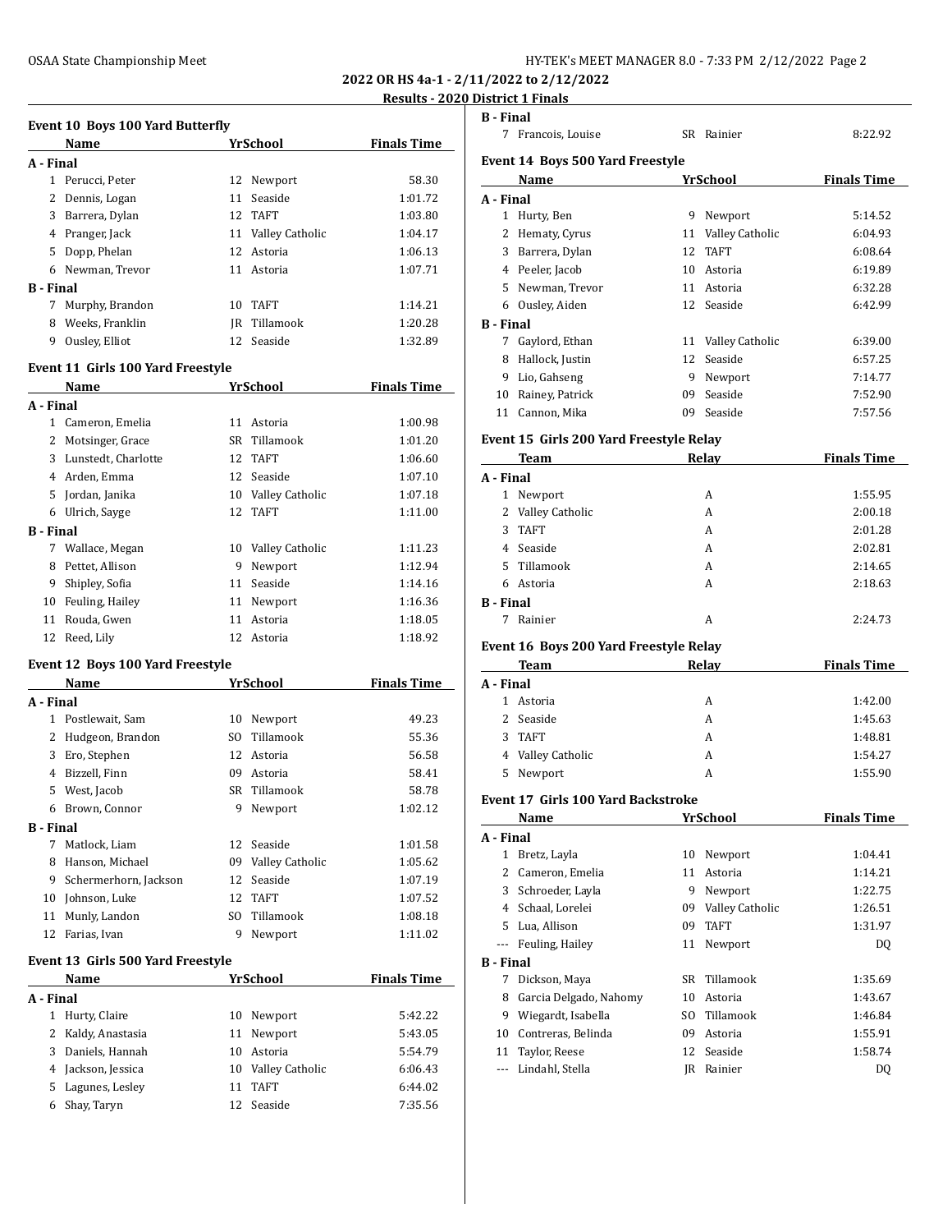**2022 OR HS 4a-1 - 2/11/2022 to 2/12/2022**

**Results - 2020 District 1 Finals**

### Event 10 Boys 100 Yard Butterfly

| | Name | Yr | School | Finals Time |
|---|---|---|---|---|
| **A - Final** | | | | |
| 1 | Perucci, Peter | 12 | Newport | 58.30 |
| 2 | Dennis, Logan | 11 | Seaside | 1:01.72 |
| 3 | Barrera, Dylan | 12 | TAFT | 1:03.80 |
| 4 | Pranger, Jack | 11 | Valley Catholic | 1:04.17 |
| 5 | Dopp, Phelan | 12 | Astoria | 1:06.13 |
| 6 | Newman, Trevor | 11 | Astoria | 1:07.71 |
| **B - Final** | | | | |
| 7 | Murphy, Brandon | 10 | TAFT | 1:14.21 |
| 8 | Weeks, Franklin | JR | Tillamook | 1:20.28 |
| 9 | Ousley, Elliot | 12 | Seaside | 1:32.89 |

### Event 11 Girls 100 Yard Freestyle

| | Name | Yr | School | Finals Time |
|---|---|---|---|---|
| **A - Final** | | | | |
| 1 | Cameron, Emelia | 11 | Astoria | 1:00.98 |
| 2 | Motsinger, Grace | SR | Tillamook | 1:01.20 |
| 3 | Lunstedt, Charlotte | 12 | TAFT | 1:06.60 |
| 4 | Arden, Emma | 12 | Seaside | 1:07.10 |
| 5 | Jordan, Janika | 10 | Valley Catholic | 1:07.18 |
| 6 | Ulrich, Sayge | 12 | TAFT | 1:11.00 |
| **B - Final** | | | | |
| 7 | Wallace, Megan | 10 | Valley Catholic | 1:11.23 |
| 8 | Pettet, Allison | 9 | Newport | 1:12.94 |
| 9 | Shipley, Sofia | 11 | Seaside | 1:14.16 |
| 10 | Feuling, Hailey | 11 | Newport | 1:16.36 |
| 11 | Rouda, Gwen | 11 | Astoria | 1:18.05 |
| 12 | Reed, Lily | 12 | Astoria | 1:18.92 |

### Event 12 Boys 100 Yard Freestyle

| | Name | Yr | School | Finals Time |
|---|---|---|---|---|
| **A - Final** | | | | |
| 1 | Postlewait, Sam | 10 | Newport | 49.23 |
| 2 | Hudgeon, Brandon | SO | Tillamook | 55.36 |
| 3 | Ero, Stephen | 12 | Astoria | 56.58 |
| 4 | Bizzell, Finn | 09 | Astoria | 58.41 |
| 5 | West, Jacob | SR | Tillamook | 58.78 |
| 6 | Brown, Connor | 9 | Newport | 1:02.12 |
| **B - Final** | | | | |
| 7 | Matlock, Liam | 12 | Seaside | 1:01.58 |
| 8 | Hanson, Michael | 09 | Valley Catholic | 1:05.62 |
| 9 | Schermerhorn, Jackson | 12 | Seaside | 1:07.19 |
| 10 | Johnson, Luke | 12 | TAFT | 1:07.52 |
| 11 | Munly, Landon | SO | Tillamook | 1:08.18 |
| 12 | Farias, Ivan | 9 | Newport | 1:11.02 |

### Event 13 Girls 500 Yard Freestyle

| | Name | Yr | School | Finals Time |
|---|---|---|---|---|
| **A - Final** | | | | |
| 1 | Hurty, Claire | 10 | Newport | 5:42.22 |
| 2 | Kaldy, Anastasia | 11 | Newport | 5:43.05 |
| 3 | Daniels, Hannah | 10 | Astoria | 5:54.79 |
| 4 | Jackson, Jessica | 10 | Valley Catholic | 6:06.43 |
| 5 | Lagunes, Lesley | 11 | TAFT | 6:44.02 |
| 6 | Shay, Taryn | 12 | Seaside | 7:35.56 |
| **B - Final** | | | | |
| 7 | Francois, Louise | SR | Rainier | 8:22.92 |

### Event 14 Boys 500 Yard Freestyle

| | Name | Yr | School | Finals Time |
|---|---|---|---|---|
| **A - Final** | | | | |
| 1 | Hurty, Ben | 9 | Newport | 5:14.52 |
| 2 | Hematy, Cyrus | 11 | Valley Catholic | 6:04.93 |
| 3 | Barrera, Dylan | 12 | TAFT | 6:08.64 |
| 4 | Peeler, Jacob | 10 | Astoria | 6:19.89 |
| 5 | Newman, Trevor | 11 | Astoria | 6:32.28 |
| 6 | Ousley, Aiden | 12 | Seaside | 6:42.99 |
| **B - Final** | | | | |
| 7 | Gaylord, Ethan | 11 | Valley Catholic | 6:39.00 |
| 8 | Hallock, Justin | 12 | Seaside | 6:57.25 |
| 9 | Lio, Gahseng | 9 | Newport | 7:14.77 |
| 10 | Rainey, Patrick | 09 | Seaside | 7:52.90 |
| 11 | Cannon, Mika | 09 | Seaside | 7:57.56 |

### Event 15 Girls 200 Yard Freestyle Relay

| | Team | Relay | Finals Time |
|---|---|---|---|
| **A - Final** | | | |
| 1 | Newport | A | 1:55.95 |
| 2 | Valley Catholic | A | 2:00.18 |
| 3 | TAFT | A | 2:01.28 |
| 4 | Seaside | A | 2:02.81 |
| 5 | Tillamook | A | 2:14.65 |
| 6 | Astoria | A | 2:18.63 |
| **B - Final** | | | |
| 7 | Rainier | A | 2:24.73 |

### Event 16 Boys 200 Yard Freestyle Relay

| | Team | Relay | Finals Time |
|---|---|---|---|
| **A - Final** | | | |
| 1 | Astoria | A | 1:42.00 |
| 2 | Seaside | A | 1:45.63 |
| 3 | TAFT | A | 1:48.81 |
| 4 | Valley Catholic | A | 1:54.27 |
| 5 | Newport | A | 1:55.90 |

### Event 17 Girls 100 Yard Backstroke

| | Name | Yr | School | Finals Time |
|---|---|---|---|---|
| **A - Final** | | | | |
| 1 | Bretz, Layla | 10 | Newport | 1:04.41 |
| 2 | Cameron, Emelia | 11 | Astoria | 1:14.21 |
| 3 | Schroeder, Layla | 9 | Newport | 1:22.75 |
| 4 | Schaal, Lorelei | 09 | Valley Catholic | 1:26.51 |
| 5 | Lua, Allison | 09 | TAFT | 1:31.97 |
| --- | Feuling, Hailey | 11 | Newport | DQ |
| **B - Final** | | | | |
| 7 | Dickson, Maya | SR | Tillamook | 1:35.69 |
| 8 | Garcia Delgado, Nahomy | 10 | Astoria | 1:43.67 |
| 9 | Wiegardt, Isabella | SO | Tillamook | 1:46.84 |
| 10 | Contreras, Belinda | 09 | Astoria | 1:55.91 |
| 11 | Taylor, Reese | 12 | Seaside | 1:58.74 |
| --- | Lindahl, Stella | JR | Rainier | DQ |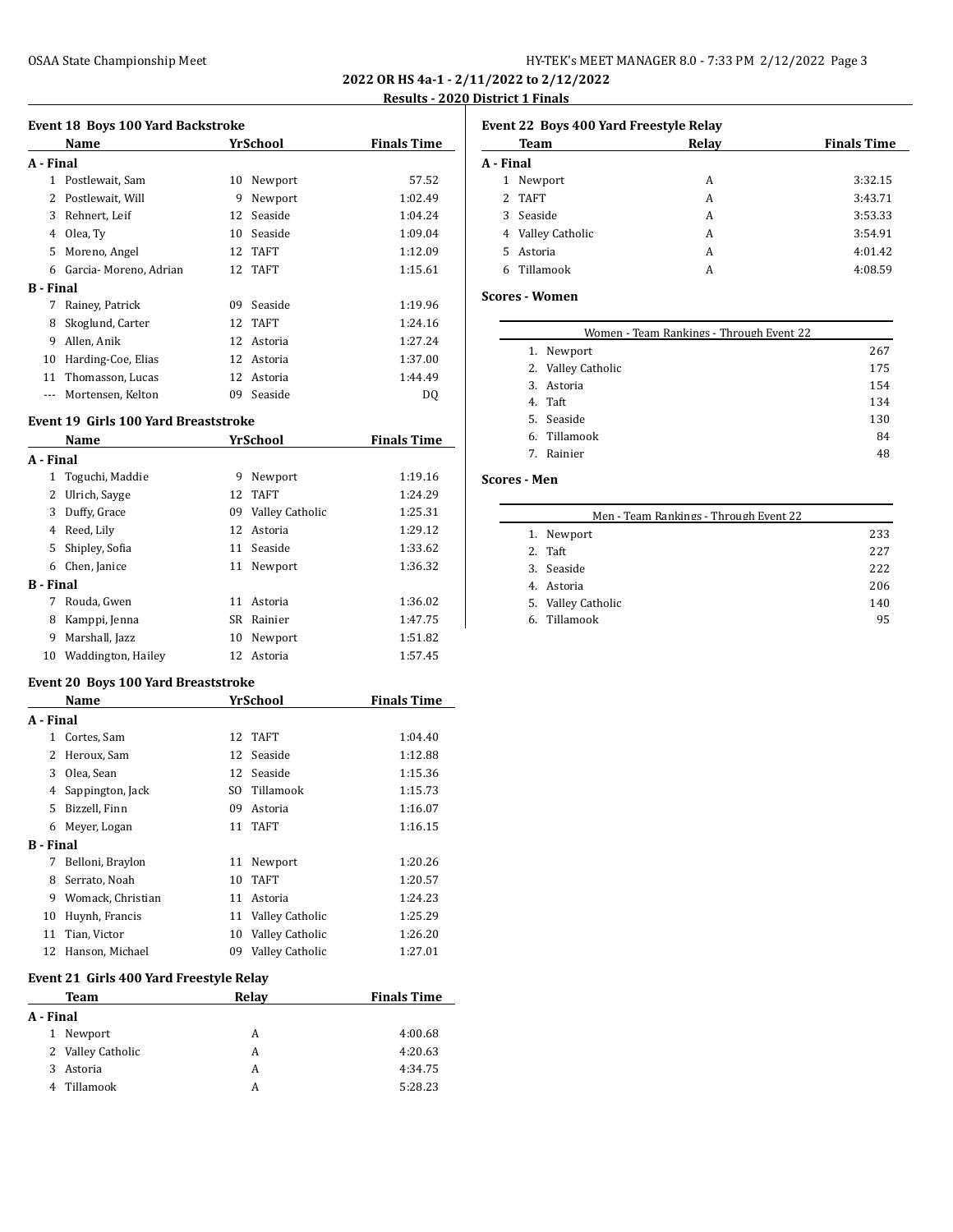**2022 OR HS 4a-1 - 2/11/2022 to 2/12/2022**

**Results - 2020 District 1 Finals**

### Event 18 Boys 100 Yard Backstroke

| | Name | Yr | School | Finals Time |
|---|---|---|---|---|
| **A - Final** | | | | |
| 1 | Postlewait, Sam | 10 | Newport | 57.52 |
| 2 | Postlewait, Will | 9 | Newport | 1:02.49 |
| 3 | Rehnert, Leif | 12 | Seaside | 1:04.24 |
| 4 | Olea, Ty | 10 | Seaside | 1:09.04 |
| 5 | Moreno, Angel | 12 | TAFT | 1:12.09 |
| 6 | Garcia- Moreno, Adrian | 12 | TAFT | 1:15.61 |
| **B - Final** | | | | |
| 7 | Rainey, Patrick | 09 | Seaside | 1:19.96 |
| 8 | Skoglund, Carter | 12 | TAFT | 1:24.16 |
| 9 | Allen, Anik | 12 | Astoria | 1:27.24 |
| 10 | Harding-Coe, Elias | 12 | Astoria | 1:37.00 |
| 11 | Thomasson, Lucas | 12 | Astoria | 1:44.49 |
| --- | Mortensen, Kelton | 09 | Seaside | DQ |

### Event 19 Girls 100 Yard Breaststroke

| | Name | Yr | School | Finals Time |
|---|---|---|---|---|
| **A - Final** | | | | |
| 1 | Toguchi, Maddie | 9 | Newport | 1:19.16 |
| 2 | Ulrich, Sayge | 12 | TAFT | 1:24.29 |
| 3 | Duffy, Grace | 09 | Valley Catholic | 1:25.31 |
| 4 | Reed, Lily | 12 | Astoria | 1:29.12 |
| 5 | Shipley, Sofia | 11 | Seaside | 1:33.62 |
| 6 | Chen, Janice | 11 | Newport | 1:36.32 |
| **B - Final** | | | | |
| 7 | Rouda, Gwen | 11 | Astoria | 1:36.02 |
| 8 | Kamppi, Jenna | SR | Rainier | 1:47.75 |
| 9 | Marshall, Jazz | 10 | Newport | 1:51.82 |
| 10 | Waddington, Hailey | 12 | Astoria | 1:57.45 |

### Event 20 Boys 100 Yard Breaststroke

| | Name | Yr | School | Finals Time |
|---|---|---|---|---|
| **A - Final** | | | | |
| 1 | Cortes, Sam | 12 | TAFT | 1:04.40 |
| 2 | Heroux, Sam | 12 | Seaside | 1:12.88 |
| 3 | Olea, Sean | 12 | Seaside | 1:15.36 |
| 4 | Sappington, Jack | SO | Tillamook | 1:15.73 |
| 5 | Bizzell, Finn | 09 | Astoria | 1:16.07 |
| 6 | Meyer, Logan | 11 | TAFT | 1:16.15 |
| **B - Final** | | | | |
| 7 | Belloni, Braylon | 11 | Newport | 1:20.26 |
| 8 | Serrato, Noah | 10 | TAFT | 1:20.57 |
| 9 | Womack, Christian | 11 | Astoria | 1:24.23 |
| 10 | Huynh, Francis | 11 | Valley Catholic | 1:25.29 |
| 11 | Tian, Victor | 10 | Valley Catholic | 1:26.20 |
| 12 | Hanson, Michael | 09 | Valley Catholic | 1:27.01 |

### Event 21 Girls 400 Yard Freestyle Relay

| | Team | Relay | Finals Time |
|---|---|---|---|
| **A - Final** | | | |
| 1 | Newport | A | 4:00.68 |
| 2 | Valley Catholic | A | 4:20.63 |
| 3 | Astoria | A | 4:34.75 |
| 4 | Tillamook | A | 5:28.23 |

### Event 22 Boys 400 Yard Freestyle Relay

| | Team | Relay | Finals Time |
|---|---|---|---|
| **A - Final** | | | |
| 1 | Newport | A | 3:32.15 |
| 2 | TAFT | A | 3:43.71 |
| 3 | Seaside | A | 3:53.33 |
| 4 | Valley Catholic | A | 3:54.91 |
| 5 | Astoria | A | 4:01.42 |
| 6 | Tillamook | A | 4:08.59 |

### Scores - Women

| Women - Team Rankings - Through Event 22 | |
|---|---|
| 1. Newport | 267 |
| 2. Valley Catholic | 175 |
| 3. Astoria | 154 |
| 4. Taft | 134 |
| 5. Seaside | 130 |
| 6. Tillamook | 84 |
| 7. Rainier | 48 |

### Scores - Men

| Men - Team Rankings - Through Event 22 | |
|---|---|
| 1. Newport | 233 |
| 2. Taft | 227 |
| 3. Seaside | 222 |
| 4. Astoria | 206 |
| 5. Valley Catholic | 140 |
| 6. Tillamook | 95 |